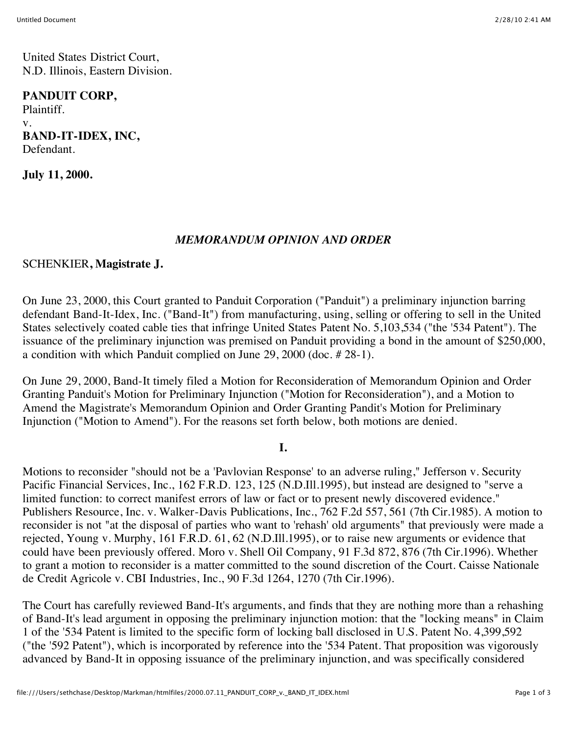United States District Court,
N.D. Illinois, Eastern Division.

**PANDUIT CORP,**
Plaintiff.
v.
**BAND-IT-IDEX, INC,**
Defendant.

**July 11, 2000.**

*MEMORANDUM OPINION AND ORDER*

SCHENKIER**, Magistrate J.**

On June 23, 2000, this Court granted to Panduit Corporation ("Panduit") a preliminary injunction barring defendant Band-It-Idex, Inc. ("Band-It") from manufacturing, using, selling or offering to sell in the United States selectively coated cable ties that infringe United States Patent No. 5,103,534 ("the '534 Patent"). The issuance of the preliminary injunction was premised on Panduit providing a bond in the amount of $250,000, a condition with which Panduit complied on June 29, 2000 (doc. # 28-1).

On June 29, 2000, Band-It timely filed a Motion for Reconsideration of Memorandum Opinion and Order Granting Panduit's Motion for Preliminary Injunction ("Motion for Reconsideration"), and a Motion to Amend the Magistrate's Memorandum Opinion and Order Granting Pandit's Motion for Preliminary Injunction ("Motion to Amend"). For the reasons set forth below, both motions are denied.

**I.**

Motions to reconsider "should not be a 'Pavlovian Response' to an adverse ruling," Jefferson v. Security Pacific Financial Services, Inc., 162 F.R.D. 123, 125 (N.D.Ill.1995), but instead are designed to "serve a limited function: to correct manifest errors of law or fact or to present newly discovered evidence." Publishers Resource, Inc. v. Walker-Davis Publications, Inc., 762 F.2d 557, 561 (7th Cir.1985). A motion to reconsider is not "at the disposal of parties who want to 'rehash' old arguments" that previously were made a rejected, Young v. Murphy, 161 F.R.D. 61, 62 (N.D.Ill.1995), or to raise new arguments or evidence that could have been previously offered. Moro v. Shell Oil Company, 91 F.3d 872, 876 (7th Cir.1996). Whether to grant a motion to reconsider is a matter committed to the sound discretion of the Court. Caisse Nationale de Credit Agricole v. CBI Industries, Inc., 90 F.3d 1264, 1270 (7th Cir.1996).

The Court has carefully reviewed Band-It's arguments, and finds that they are nothing more than a rehashing of Band-It's lead argument in opposing the preliminary injunction motion: that the "locking means" in Claim 1 of the '534 Patent is limited to the specific form of locking ball disclosed in U.S. Patent No. 4,399,592 ("the '592 Patent"), which is incorporated by reference into the '534 Patent. That proposition was vigorously advanced by Band-It in opposing issuance of the preliminary injunction, and was specifically considered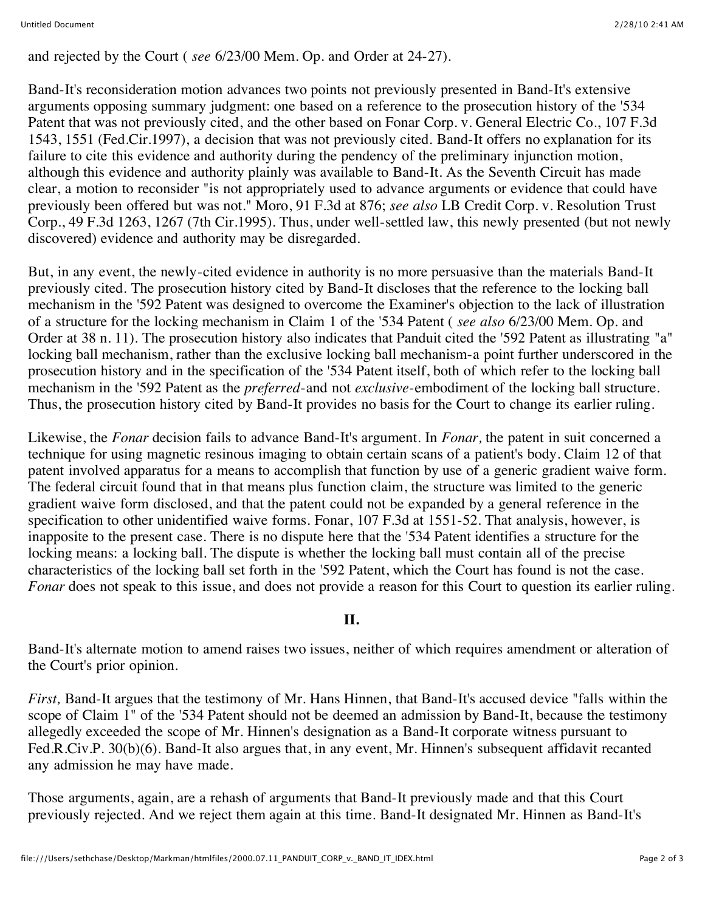and rejected by the Court ( *see* 6/23/00 Mem. Op. and Order at 24-27).

Band-It's reconsideration motion advances two points not previously presented in Band-It's extensive arguments opposing summary judgment: one based on a reference to the prosecution history of the '534 Patent that was not previously cited, and the other based on Fonar Corp. v. General Electric Co., 107 F.3d 1543, 1551 (Fed.Cir.1997), a decision that was not previously cited. Band-It offers no explanation for its failure to cite this evidence and authority during the pendency of the preliminary injunction motion, although this evidence and authority plainly was available to Band-It. As the Seventh Circuit has made clear, a motion to reconsider "is not appropriately used to advance arguments or evidence that could have previously been offered but was not." Moro, 91 F.3d at 876; *see also* LB Credit Corp. v. Resolution Trust Corp., 49 F.3d 1263, 1267 (7th Cir.1995). Thus, under well-settled law, this newly presented (but not newly discovered) evidence and authority may be disregarded.

But, in any event, the newly-cited evidence in authority is no more persuasive than the materials Band-It previously cited. The prosecution history cited by Band-It discloses that the reference to the locking ball mechanism in the '592 Patent was designed to overcome the Examiner's objection to the lack of illustration of a structure for the locking mechanism in Claim 1 of the '534 Patent ( *see also* 6/23/00 Mem. Op. and Order at 38 n. 11). The prosecution history also indicates that Panduit cited the '592 Patent as illustrating "a" locking ball mechanism, rather than the exclusive locking ball mechanism-a point further underscored in the prosecution history and in the specification of the '534 Patent itself, both of which refer to the locking ball mechanism in the '592 Patent as the *preferred*-and not *exclusive*-embodiment of the locking ball structure. Thus, the prosecution history cited by Band-It provides no basis for the Court to change its earlier ruling.

Likewise, the *Fonar* decision fails to advance Band-It's argument. In *Fonar,* the patent in suit concerned a technique for using magnetic resinous imaging to obtain certain scans of a patient's body. Claim 12 of that patent involved apparatus for a means to accomplish that function by use of a generic gradient waive form. The federal circuit found that in that means plus function claim, the structure was limited to the generic gradient waive form disclosed, and that the patent could not be expanded by a general reference in the specification to other unidentified waive forms. Fonar, 107 F.3d at 1551-52. That analysis, however, is inapposite to the present case. There is no dispute here that the '534 Patent identifies a structure for the locking means: a locking ball. The dispute is whether the locking ball must contain all of the precise characteristics of the locking ball set forth in the '592 Patent, which the Court has found is not the case. *Fonar* does not speak to this issue, and does not provide a reason for this Court to question its earlier ruling.

## II.

Band-It's alternate motion to amend raises two issues, neither of which requires amendment or alteration of the Court's prior opinion.

*First,* Band-It argues that the testimony of Mr. Hans Hinnen, that Band-It's accused device "falls within the scope of Claim 1" of the '534 Patent should not be deemed an admission by Band-It, because the testimony allegedly exceeded the scope of Mr. Hinnen's designation as a Band-It corporate witness pursuant to Fed.R.Civ.P. 30(b)(6). Band-It also argues that, in any event, Mr. Hinnen's subsequent affidavit recanted any admission he may have made.

Those arguments, again, are a rehash of arguments that Band-It previously made and that this Court previously rejected. And we reject them again at this time. Band-It designated Mr. Hinnen as Band-It's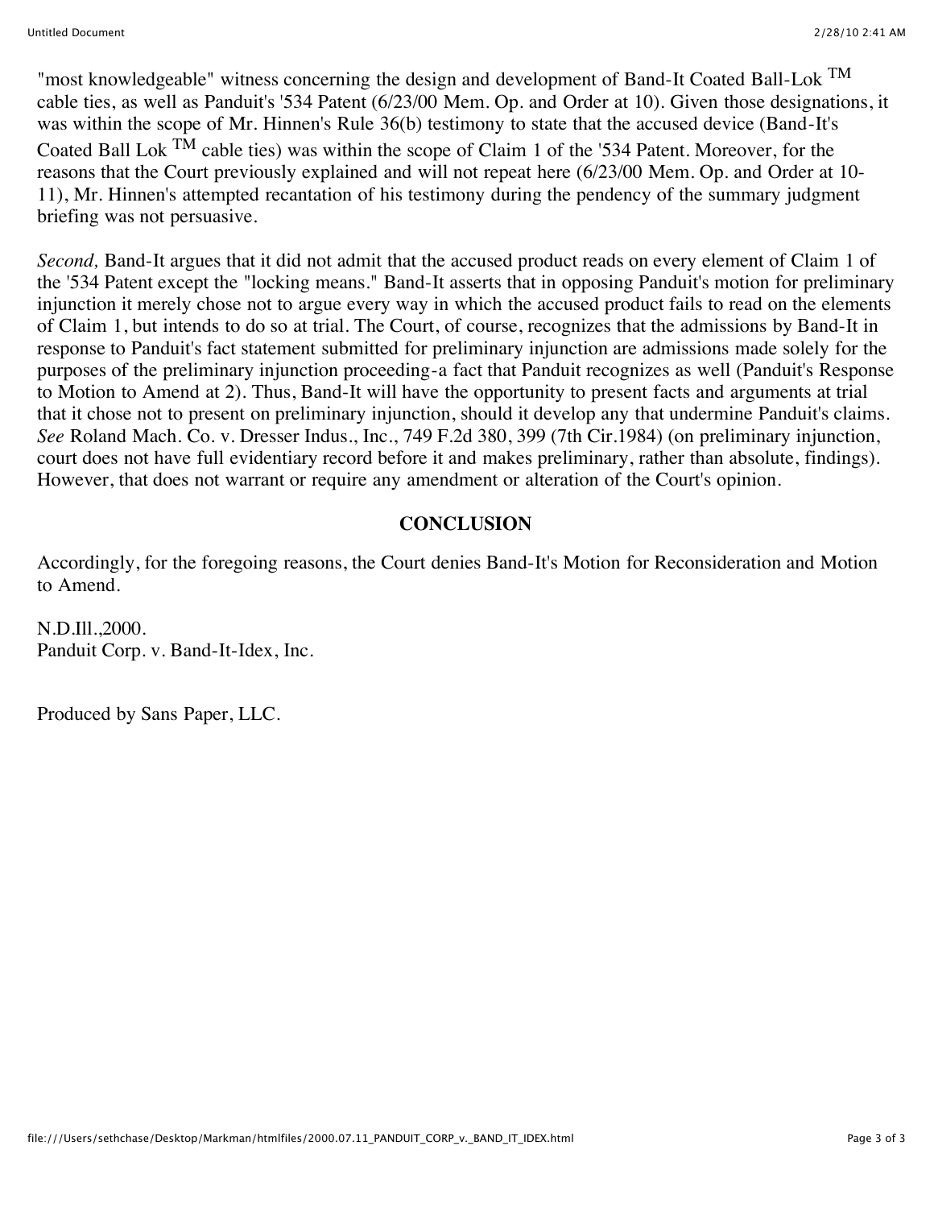"most knowledgeable" witness concerning the design and development of Band-It Coated Ball-Lok TM cable ties, as well as Panduit's '534 Patent (6/23/00 Mem. Op. and Order at 10). Given those designations, it was within the scope of Mr. Hinnen's Rule 36(b) testimony to state that the accused device (Band-It's Coated Ball Lok TM cable ties) was within the scope of Claim 1 of the '534 Patent. Moreover, for the reasons that the Court previously explained and will not repeat here (6/23/00 Mem. Op. and Order at 10-11), Mr. Hinnen's attempted recantation of his testimony during the pendency of the summary judgment briefing was not persuasive.

*Second,* Band-It argues that it did not admit that the accused product reads on every element of Claim 1 of the '534 Patent except the "locking means." Band-It asserts that in opposing Panduit's motion for preliminary injunction it merely chose not to argue every way in which the accused product fails to read on the elements of Claim 1, but intends to do so at trial. The Court, of course, recognizes that the admissions by Band-It in response to Panduit's fact statement submitted for preliminary injunction are admissions made solely for the purposes of the preliminary injunction proceeding-a fact that Panduit recognizes as well (Panduit's Response to Motion to Amend at 2). Thus, Band-It will have the opportunity to present facts and arguments at trial that it chose not to present on preliminary injunction, should it develop any that undermine Panduit's claims. *See* Roland Mach. Co. v. Dresser Indus., Inc., 749 F.2d 380, 399 (7th Cir.1984) (on preliminary injunction, court does not have full evidentiary record before it and makes preliminary, rather than absolute, findings). However, that does not warrant or require any amendment or alteration of the Court's opinion.

**CONCLUSION**

Accordingly, for the foregoing reasons, the Court denies Band-It's Motion for Reconsideration and Motion to Amend.

N.D.Ill.,2000.
Panduit Corp. v. Band-It-Idex, Inc.

Produced by Sans Paper, LLC.